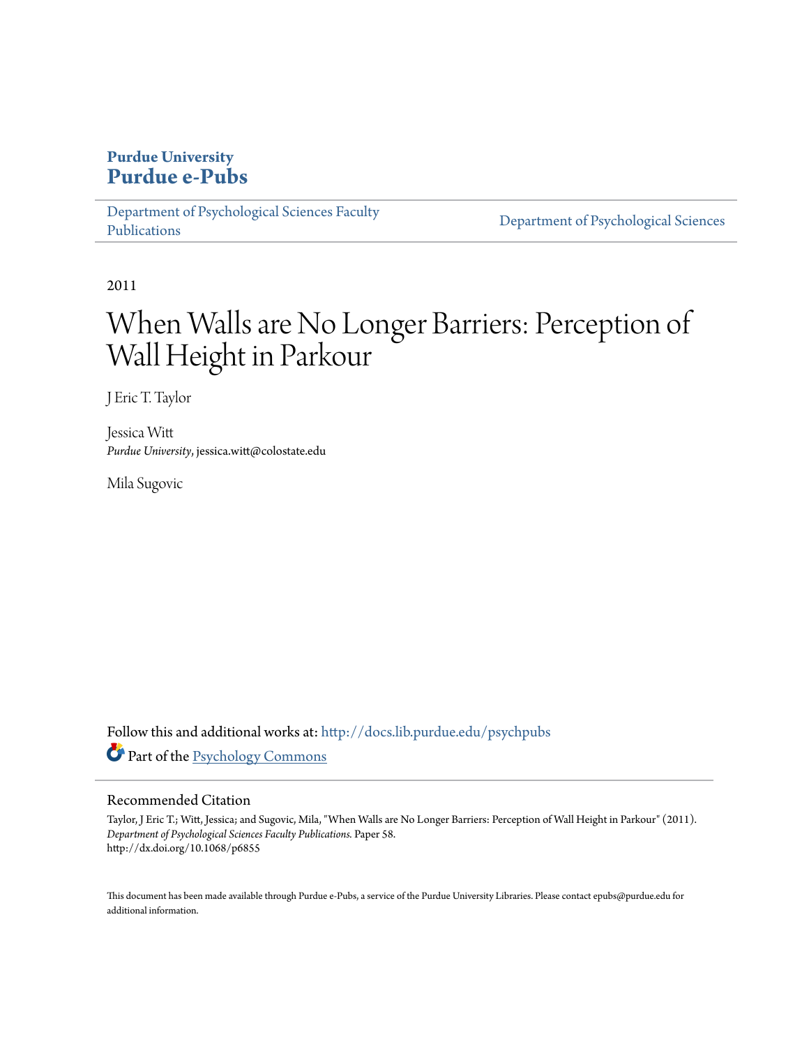**Purdue University**
**Purdue e-Pubs**

Department of Psychological Sciences Faculty Publications | Department of Psychological Sciences

2011

# When Walls are No Longer Barriers: Perception of Wall Height in Parkour

J Eric T. Taylor

Jessica Witt
*Purdue University*, jessica.witt@colostate.edu

Mila Sugovic

Follow this and additional works at: http://docs.lib.purdue.edu/psychpubs

Part of the Psychology Commons

## Recommended Citation

Taylor, J Eric T.; Witt, Jessica; and Sugovic, Mila, "When Walls are No Longer Barriers: Perception of Wall Height in Parkour" (2011). *Department of Psychological Sciences Faculty Publications.* Paper 58.
http://dx.doi.org/10.1068/p6855

This document has been made available through Purdue e-Pubs, a service of the Purdue University Libraries. Please contact epubs@purdue.edu for additional information.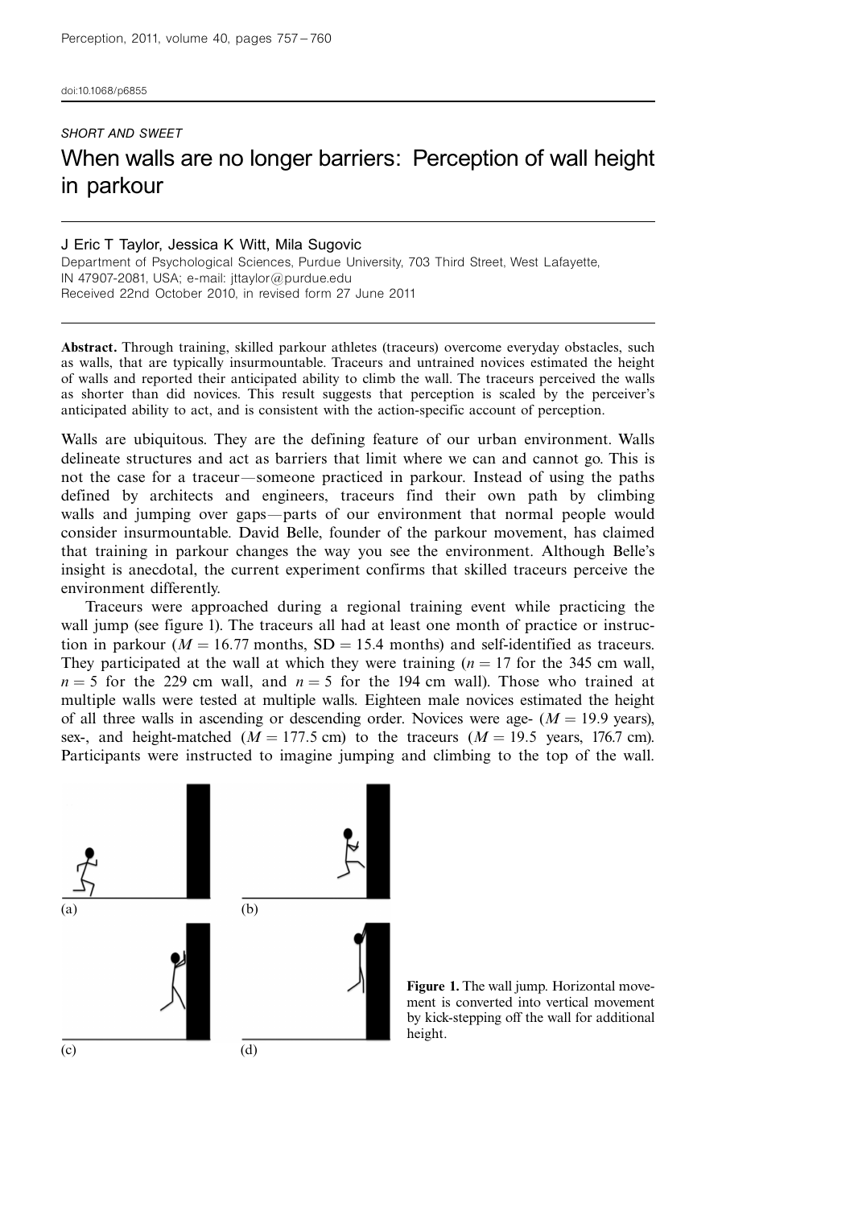doi:10.1068/p6855

*SHORT AND SWEET*

# When walls are no longer barriers: Perception of wall height in parkour

J Eric T Taylor, Jessica K Witt, Mila Sugovic

Department of Psychological Sciences, Purdue University, 703 Third Street, West Lafayette, IN 47907-2081, USA; e-mail: jttaylor@purdue.edu

Received 22nd October 2010, in revised form 27 June 2011

**Abstract.** Through training, skilled parkour athletes (traceurs) overcome everyday obstacles, such as walls, that are typically insurmountable. Traceurs and untrained novices estimated the height of walls and reported their anticipated ability to climb the wall. The traceurs perceived the walls as shorter than did novices. This result suggests that perception is scaled by the perceiver's anticipated ability to act, and is consistent with the action-specific account of perception.

Walls are ubiquitous. They are the defining feature of our urban environment. Walls delineate structures and act as barriers that limit where we can and cannot go. This is not the case for a traceur—someone practiced in parkour. Instead of using the paths defined by architects and engineers, traceurs find their own path by climbing walls and jumping over gaps—parts of our environment that normal people would consider insurmountable. David Belle, founder of the parkour movement, has claimed that training in parkour changes the way you see the environment. Although Belle's insight is anecdotal, the current experiment confirms that skilled traceurs perceive the environment differently.

Traceurs were approached during a regional training event while practicing the wall jump (see figure 1). The traceurs all had at least one month of practice or instruction in parkour ($M = 16.77$ months, $SD = 15.4$ months) and self-identified as traceurs. They participated at the wall at which they were training ($n = 17$ for the 345 cm wall, $n = 5$ for the 229 cm wall, and $n = 5$ for the 194 cm wall). Those who trained at multiple walls were tested at multiple walls. Eighteen male novices estimated the height of all three walls in ascending or descending order. Novices were age- ($M = 19.9$ years), sex-, and height-matched ($M = 177.5$ cm) to the traceurs ($M = 19.5$ years, 176.7 cm). Participants were instructed to imagine jumping and climbing to the top of the wall.

Figure 1. The wall jump. Horizontal movement is converted into vertical movement by kick-stepping off the wall for additional height.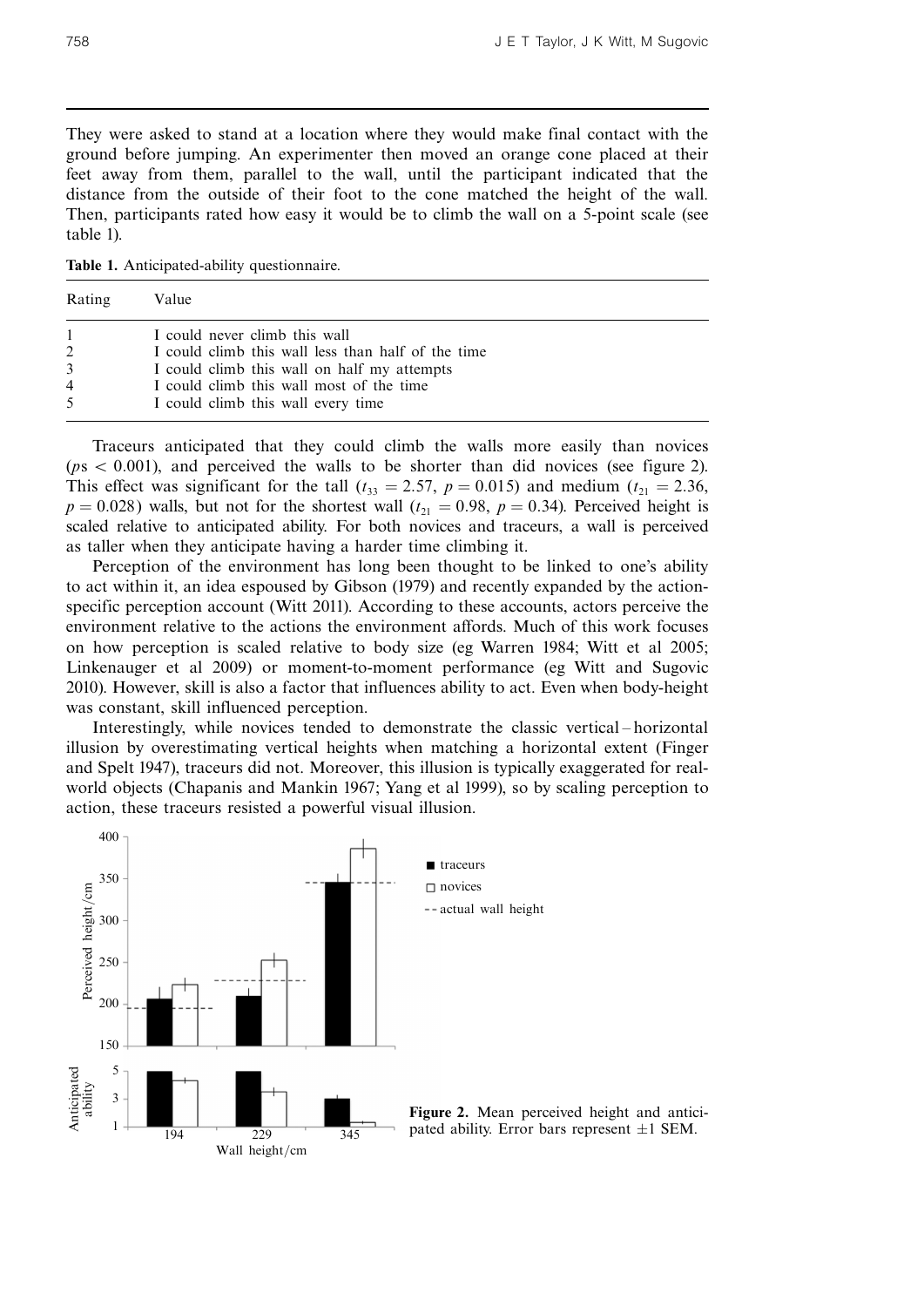They were asked to stand at a location where they would make final contact with the ground before jumping. An experimenter then moved an orange cone placed at their feet away from them, parallel to the wall, until the participant indicated that the distance from the outside of their foot to the cone matched the height of the wall. Then, participants rated how easy it would be to climb the wall on a 5-point scale (see table 1).

**Table 1.** Anticipated-ability questionnaire.

| Rating | Value |
|---|---|
| 1 | I could never climb this wall |
| 2 | I could climb this wall less than half of the time |
| 3 | I could climb this wall on half my attempts |
| 4 | I could climb this wall most of the time |
| 5 | I could climb this wall every time |

Traceurs anticipated that they could climb the walls more easily than novices ($p$s $< 0.001$), and perceived the walls to be shorter than did novices (see figure 2). This effect was significant for the tall ($t_{33} = 2.57$, $p = 0.015$) and medium ($t_{21} = 2.36$, $p = 0.028$) walls, but not for the shortest wall ($t_{21} = 0.98$, $p = 0.34$). Perceived height is scaled relative to anticipated ability. For both novices and traceurs, a wall is perceived as taller when they anticipate having a harder time climbing it.

Perception of the environment has long been thought to be linked to one's ability to act within it, an idea espoused by Gibson (1979) and recently expanded by the action-specific perception account (Witt 2011). According to these accounts, actors perceive the environment relative to the actions the environment affords. Much of this work focuses on how perception is scaled relative to body size (eg Warren 1984; Witt et al 2005; Linkenauger et al 2009) or moment-to-moment performance (eg Witt and Sugovic 2010). However, skill is also a factor that influences ability to act. Even when body-height was constant, skill influenced perception.

Interestingly, while novices tended to demonstrate the classic vertical – horizontal illusion by overestimating vertical heights when matching a horizontal extent (Finger and Spelt 1947), traceurs did not. Moreover, this illusion is typically exaggerated for real-world objects (Chapanis and Mankin 1967; Yang et al 1999), so by scaling perception to action, these traceurs resisted a powerful visual illusion.

**Figure 2.** Mean perceived height and anticipated ability. Error bars represent $\pm 1$ SEM.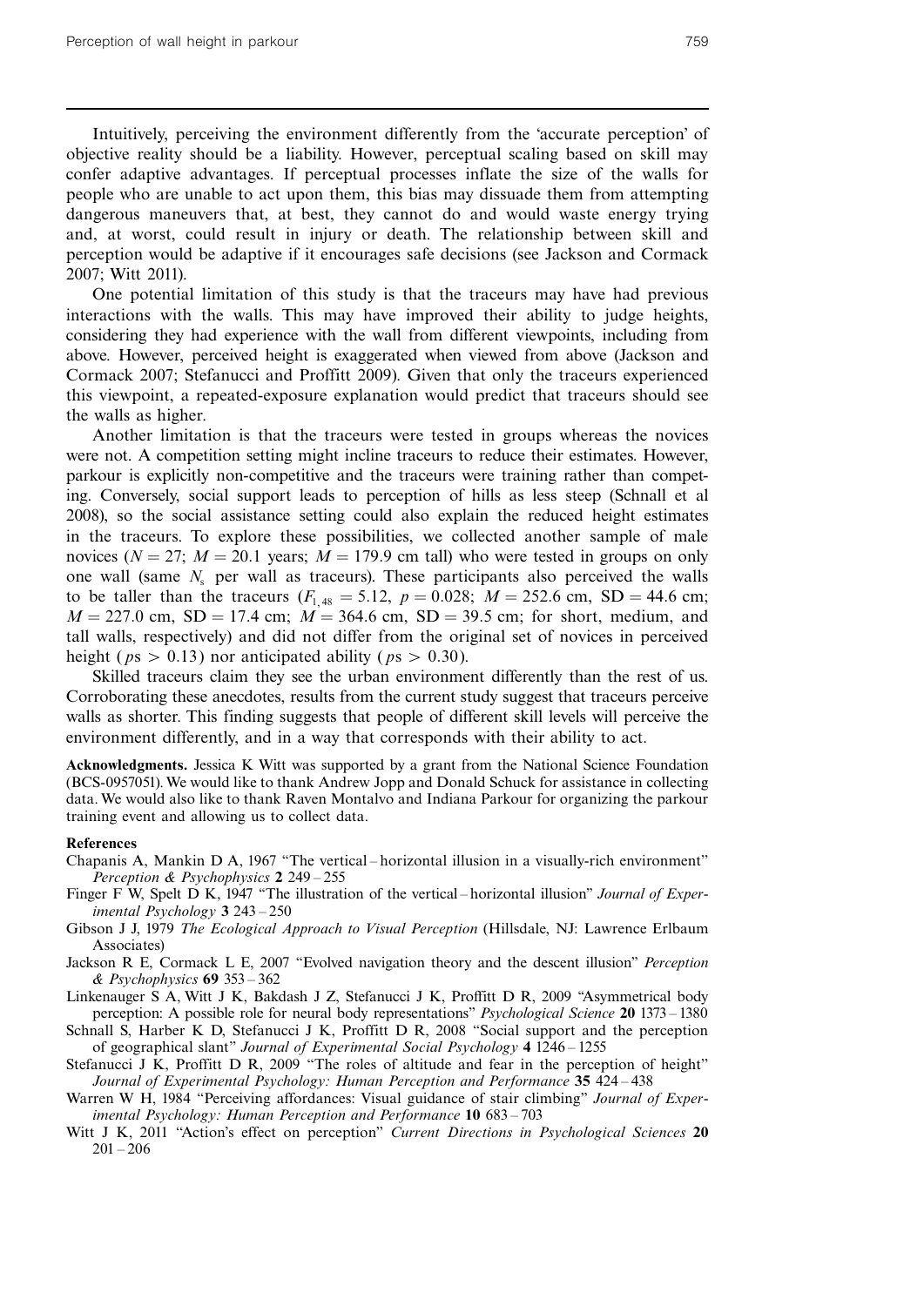Intuitively, perceiving the environment differently from the 'accurate perception' of objective reality should be a liability. However, perceptual scaling based on skill may confer adaptive advantages. If perceptual processes inflate the size of the walls for people who are unable to act upon them, this bias may dissuade them from attempting dangerous maneuvers that, at best, they cannot do and would waste energy trying and, at worst, could result in injury or death. The relationship between skill and perception would be adaptive if it encourages safe decisions (see Jackson and Cormack 2007; Witt 2011).

One potential limitation of this study is that the traceurs may have had previous interactions with the walls. This may have improved their ability to judge heights, considering they had experience with the wall from different viewpoints, including from above. However, perceived height is exaggerated when viewed from above (Jackson and Cormack 2007; Stefanucci and Proffitt 2009). Given that only the traceurs experienced this viewpoint, a repeated-exposure explanation would predict that traceurs should see the walls as higher.

Another limitation is that the traceurs were tested in groups whereas the novices were not. A competition setting might incline traceurs to reduce their estimates. However, parkour is explicitly non-competitive and the traceurs were training rather than competing. Conversely, social support leads to perception of hills as less steep (Schnall et al 2008), so the social assistance setting could also explain the reduced height estimates in the traceurs. To explore these possibilities, we collected another sample of male novices ($N = 27$; $M = 20.1$ years; $M = 179.9$ cm tall) who were tested in groups on only one wall (same $N_s$ per wall as traceurs). These participants also perceived the walls to be taller than the traceurs ($F_{1,48} = 5.12$, $p = 0.028$; $M = 252.6$ cm, $SD = 44.6$ cm; $M = 227.0$ cm, $SD = 17.4$ cm; $M = 364.6$ cm, $SD = 39.5$ cm; for short, medium, and tall walls, respectively) and did not differ from the original set of novices in perceived height ($ps > 0.13$) nor anticipated ability ($ps > 0.30$).

Skilled traceurs claim they see the urban environment differently than the rest of us. Corroborating these anecdotes, results from the current study suggest that traceurs perceive walls as shorter. This finding suggests that people of different skill levels will perceive the environment differently, and in a way that corresponds with their ability to act.

**Acknowledgments.** Jessica K Witt was supported by a grant from the National Science Foundation (BCS-0957051). We would like to thank Andrew Jopp and Donald Schuck for assistance in collecting data. We would also like to thank Raven Montalvo and Indiana Parkour for organizing the parkour training event and allowing us to collect data.

## References

Chapanis A, Mankin D A, 1967 "The vertical–horizontal illusion in a visually-rich environment" *Perception & Psychophysics* **2** 249–255

Finger F W, Spelt D K, 1947 "The illustration of the vertical–horizontal illusion" *Journal of Experimental Psychology* **3** 243–250

Gibson J J, 1979 *The Ecological Approach to Visual Perception* (Hillsdale, NJ: Lawrence Erlbaum Associates)

Jackson R E, Cormack L E, 2007 "Evolved navigation theory and the descent illusion" *Perception & Psychophysics* **69** 353–362

Linkenauger S A, Witt J K, Bakdash J Z, Stefanucci J K, Proffitt D R, 2009 "Asymmetrical body perception: A possible role for neural body representations" *Psychological Science* **20** 1373–1380

Schnall S, Harber K D, Stefanucci J K, Proffitt D R, 2008 "Social support and the perception of geographical slant" *Journal of Experimental Social Psychology* **4** 1246–1255

Stefanucci J K, Proffitt D R, 2009 "The roles of altitude and fear in the perception of height" *Journal of Experimental Psychology: Human Perception and Performance* **35** 424–438

Warren W H, 1984 "Perceiving affordances: Visual guidance of stair climbing" *Journal of Experimental Psychology: Human Perception and Performance* **10** 683–703

Witt J K, 2011 "Action's effect on perception" *Current Directions in Psychological Sciences* **20** 201–206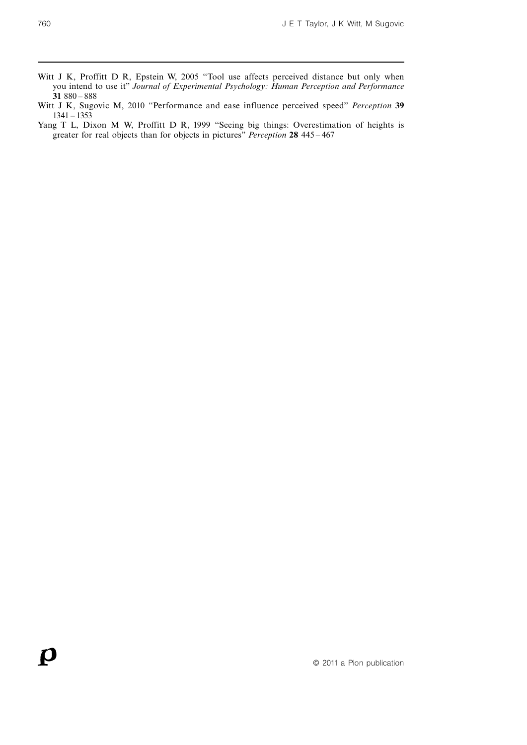Witt J K, Proffitt D R, Epstein W, 2005 "Tool use affects perceived distance but only when you intend to use it" *Journal of Experimental Psychology: Human Perception and Performance* **31** 880 – 888

Witt J K, Sugovic M, 2010 "Performance and ease influence perceived speed" *Perception* **39** 1341 – 1353

Yang T L, Dixon M W, Proffitt D R, 1999 "Seeing big things: Overestimation of heights is greater for real objects than for objects in pictures" *Perception* **28** 445 – 467

© 2011 a Pion publication